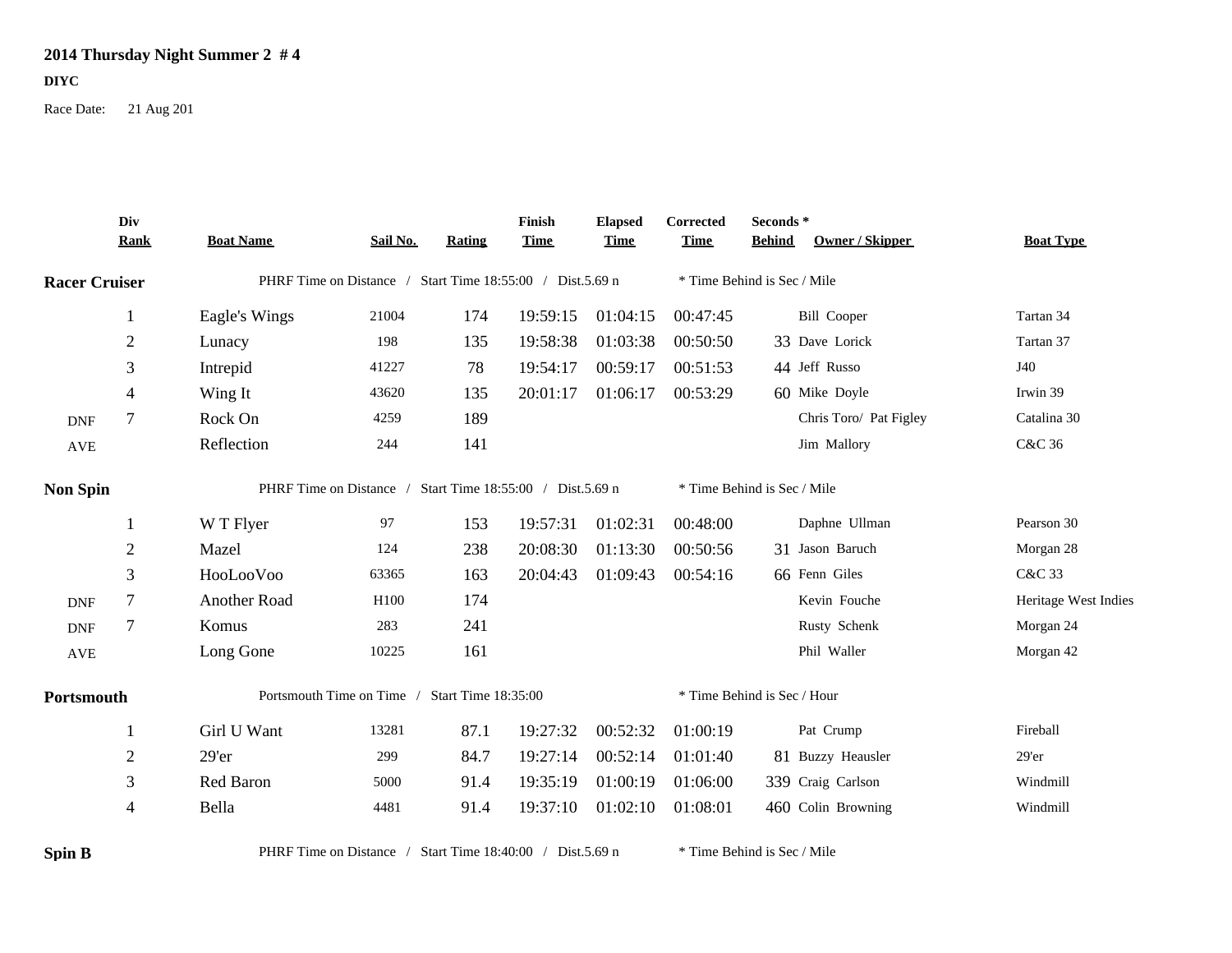# 2014 Thursday Night Summer 2 # 4

**DIYC**

Race Date: 21 Aug 201

| | Div Rank | Boat Name | Sail No. | Rating | Finish Time | Elapsed Time | Corrected Time | Seconds * Behind | Owner / Skipper | Boat Type |
|---|---|---|---|---|---|---|---|---|---|---|
| **Racer Cruiser** | | PHRF Time on Distance / Start Time 18:55:00 / Dist.5.69 n | | | | | * Time Behind is Sec / Mile | | | |
| | 1 | Eagle's Wings | 21004 | 174 | 19:59:15 | 01:04:15 | 00:47:45 | | Bill Cooper | Tartan 34 |
| | 2 | Lunacy | 198 | 135 | 19:58:38 | 01:03:38 | 00:50:50 | 33 | Dave Lorick | Tartan 37 |
| | 3 | Intrepid | 41227 | 78 | 19:54:17 | 00:59:17 | 00:51:53 | 44 | Jeff Russo | J40 |
| | 4 | Wing It | 43620 | 135 | 20:01:17 | 01:06:17 | 00:53:29 | 60 | Mike Doyle | Irwin 39 |
| DNF | 7 | Rock On | 4259 | 189 | | | | | Chris Toro/ Pat Figley | Catalina 30 |
| AVE | | Reflection | 244 | 141 | | | | | Jim Mallory | C&C 36 |
| **Non Spin** | | PHRF Time on Distance / Start Time 18:55:00 / Dist.5.69 n | | | | | * Time Behind is Sec / Mile | | | |
| | 1 | W T Flyer | 97 | 153 | 19:57:31 | 01:02:31 | 00:48:00 | | Daphne Ullman | Pearson 30 |
| | 2 | Mazel | 124 | 238 | 20:08:30 | 01:13:30 | 00:50:56 | 31 | Jason Baruch | Morgan 28 |
| | 3 | HooLooVoo | 63365 | 163 | 20:04:43 | 01:09:43 | 00:54:16 | 66 | Fenn Giles | C&C 33 |
| DNF | 7 | Another Road | H100 | 174 | | | | | Kevin Fouche | Heritage West Indies |
| DNF | 7 | Komus | 283 | 241 | | | | | Rusty Schenk | Morgan 24 |
| AVE | | Long Gone | 10225 | 161 | | | | | Phil Waller | Morgan 42 |
| **Portsmouth** | | Portsmouth Time on Time / Start Time 18:35:00 | | | | | * Time Behind is Sec / Hour | | | |
| | 1 | Girl U Want | 13281 | 87.1 | 19:27:32 | 00:52:32 | 01:00:19 | | Pat Crump | Fireball |
| | 2 | 29'er | 299 | 84.7 | 19:27:14 | 00:52:14 | 01:01:40 | 81 | Buzzy Heausler | 29'er |
| | 3 | Red Baron | 5000 | 91.4 | 19:35:19 | 01:00:19 | 01:06:00 | 339 | Craig Carlson | Windmill |
| | 4 | Bella | 4481 | 91.4 | 19:37:10 | 01:02:10 | 01:08:01 | 460 | Colin Browning | Windmill |
| **Spin B** | | PHRF Time on Distance / Start Time 18:40:00 / Dist.5.69 n | | | | | * Time Behind is Sec / Mile | | | |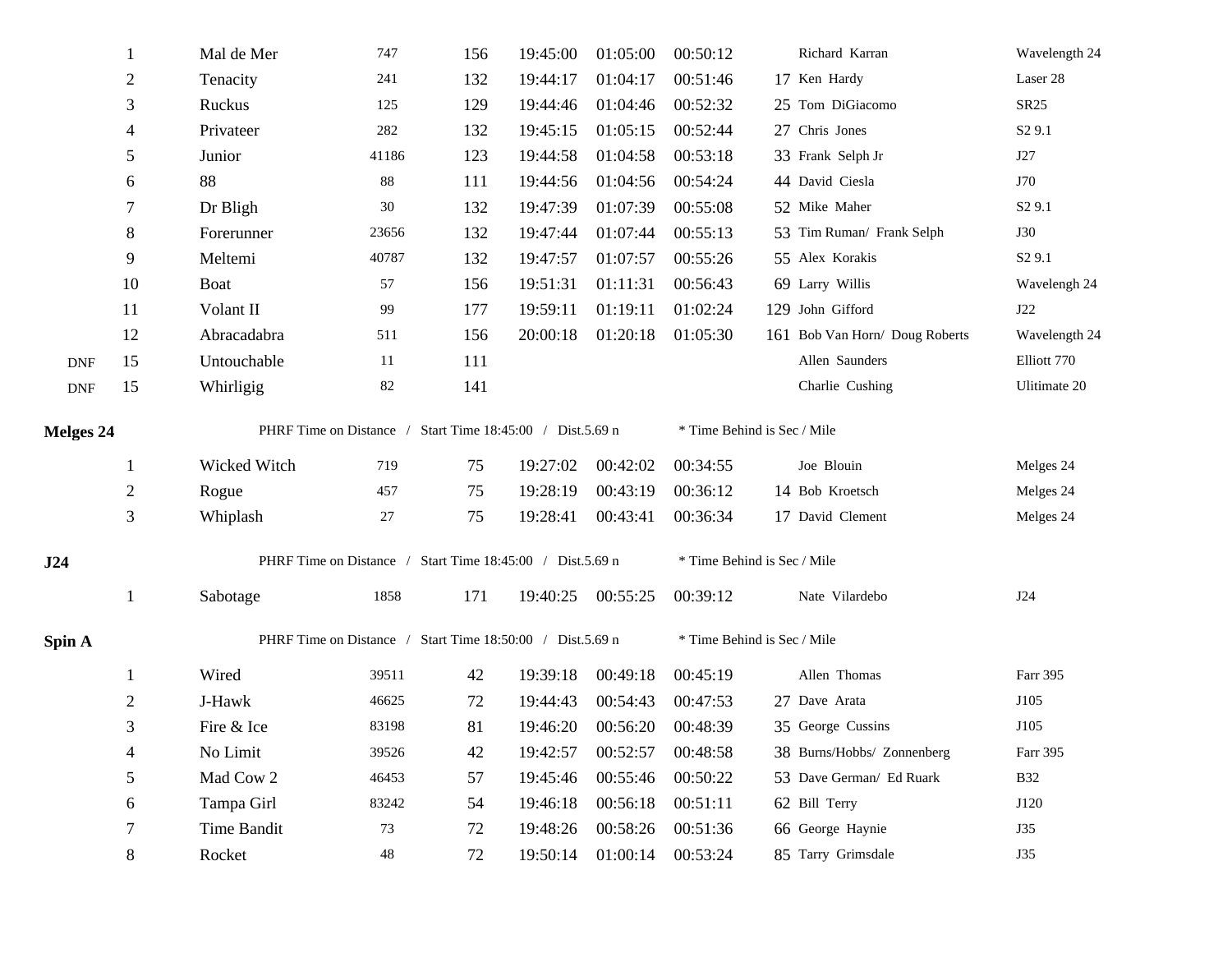| | Place | Boat | Sail # | PHRF | Finish | Elapsed | Corrected | Behind | Skipper | Type |
|---|---|---|---|---|---|---|---|---|---|---|
| | 1 | Mal de Mer | 747 | 156 | 19:45:00 | 01:05:00 | 00:50:12 | | Richard Karran | Wavelength 24 |
| | 2 | Tenacity | 241 | 132 | 19:44:17 | 01:04:17 | 00:51:46 | 17 | Ken Hardy | Laser 28 |
| | 3 | Ruckus | 125 | 129 | 19:44:46 | 01:04:46 | 00:52:32 | 25 | Tom DiGiacomo | SR25 |
| | 4 | Privateer | 282 | 132 | 19:45:15 | 01:05:15 | 00:52:44 | 27 | Chris Jones | S2 9.1 |
| | 5 | Junior | 41186 | 123 | 19:44:58 | 01:04:58 | 00:53:18 | 33 | Frank Selph Jr | J27 |
| | 6 | 88 | 88 | 111 | 19:44:56 | 01:04:56 | 00:54:24 | 44 | David Ciesla | J70 |
| | 7 | Dr Bligh | 30 | 132 | 19:47:39 | 01:07:39 | 00:55:08 | 52 | Mike Maher | S2 9.1 |
| | 8 | Forerunner | 23656 | 132 | 19:47:44 | 01:07:44 | 00:55:13 | 53 | Tim Ruman/ Frank Selph | J30 |
| | 9 | Meltemi | 40787 | 132 | 19:47:57 | 01:07:57 | 00:55:26 | 55 | Alex Korakis | S2 9.1 |
| | 10 | Boat | 57 | 156 | 19:51:31 | 01:11:31 | 00:56:43 | 69 | Larry Willis | Wavelengh 24 |
| | 11 | Volant II | 99 | 177 | 19:59:11 | 01:19:11 | 01:02:24 | 129 | John Gifford | J22 |
| | 12 | Abracadabra | 511 | 156 | 20:00:18 | 01:20:18 | 01:05:30 | 161 | Bob Van Horn/ Doug Roberts | Wavelength 24 |
| DNF | 15 | Untouchable | 11 | 111 | | | | | Allen Saunders | Elliott 770 |
| DNF | 15 | Whirligig | 82 | 141 | | | | | Charlie Cushing | Ultimate 20 |

**Melges 24** PHRF Time on Distance / Start Time 18:45:00 / Dist.5.69 n * Time Behind is Sec / Mile

| Place | Boat | Sail # | PHRF | Finish | Elapsed | Corrected | Behind | Skipper | Type |
|---|---|---|---|---|---|---|---|---|---|
| 1 | Wicked Witch | 719 | 75 | 19:27:02 | 00:42:02 | 00:34:55 | | Joe Blouin | Melges 24 |
| 2 | Rogue | 457 | 75 | 19:28:19 | 00:43:19 | 00:36:12 | 14 | Bob Kroetsch | Melges 24 |
| 3 | Whiplash | 27 | 75 | 19:28:41 | 00:43:41 | 00:36:34 | 17 | David Clement | Melges 24 |

**J24** PHRF Time on Distance / Start Time 18:45:00 / Dist.5.69 n * Time Behind is Sec / Mile

| Place | Boat | Sail # | PHRF | Finish | Elapsed | Corrected | Behind | Skipper | Type |
|---|---|---|---|---|---|---|---|---|---|
| 1 | Sabotage | 1858 | 171 | 19:40:25 | 00:55:25 | 00:39:12 | | Nate Vilardebo | J24 |

**Spin A** PHRF Time on Distance / Start Time 18:50:00 / Dist.5.69 n * Time Behind is Sec / Mile

| Place | Boat | Sail # | PHRF | Finish | Elapsed | Corrected | Behind | Skipper | Type |
|---|---|---|---|---|---|---|---|---|---|
| 1 | Wired | 39511 | 42 | 19:39:18 | 00:49:18 | 00:45:19 | | Allen Thomas | Farr 395 |
| 2 | J-Hawk | 46625 | 72 | 19:44:43 | 00:54:43 | 00:47:53 | 27 | Dave Arata | J105 |
| 3 | Fire & Ice | 83198 | 81 | 19:46:20 | 00:56:20 | 00:48:39 | 35 | George Cussins | J105 |
| 4 | No Limit | 39526 | 42 | 19:42:57 | 00:52:57 | 00:48:58 | 38 | Burns/Hobbs/ Zonnenberg | Farr 395 |
| 5 | Mad Cow 2 | 46453 | 57 | 19:45:46 | 00:55:46 | 00:50:22 | 53 | Dave German/ Ed Ruark | B32 |
| 6 | Tampa Girl | 83242 | 54 | 19:46:18 | 00:56:18 | 00:51:11 | 62 | Bill Terry | J120 |
| 7 | Time Bandit | 73 | 72 | 19:48:26 | 00:58:26 | 00:51:36 | 66 | George Haynie | J35 |
| 8 | Rocket | 48 | 72 | 19:50:14 | 01:00:14 | 00:53:24 | 85 | Tarry Grimsdale | J35 |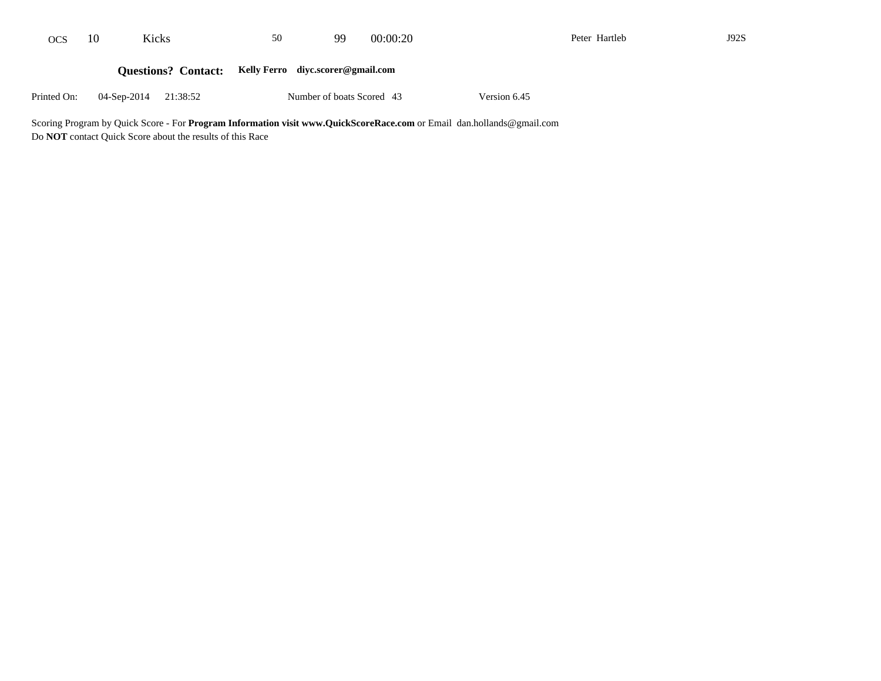| | | | | | | | | |
|---|---|---|---|---|---|---|---|---|
| OCS | 10 | Kicks | 50 | 99 | 00:00:20 | | Peter Hartleb | J92S |

**Questions? Contact:** **Kelly Ferro diyc.scorer@gmail.com**

Printed On: 04-Sep-2014 21:38:52 Number of boats Scored 43 Version 6.45

Scoring Program by Quick Score - For **Program Information visit www.QuickScoreRace.com** or Email dan.hollands@gmail.com
Do **NOT** contact Quick Score about the results of this Race